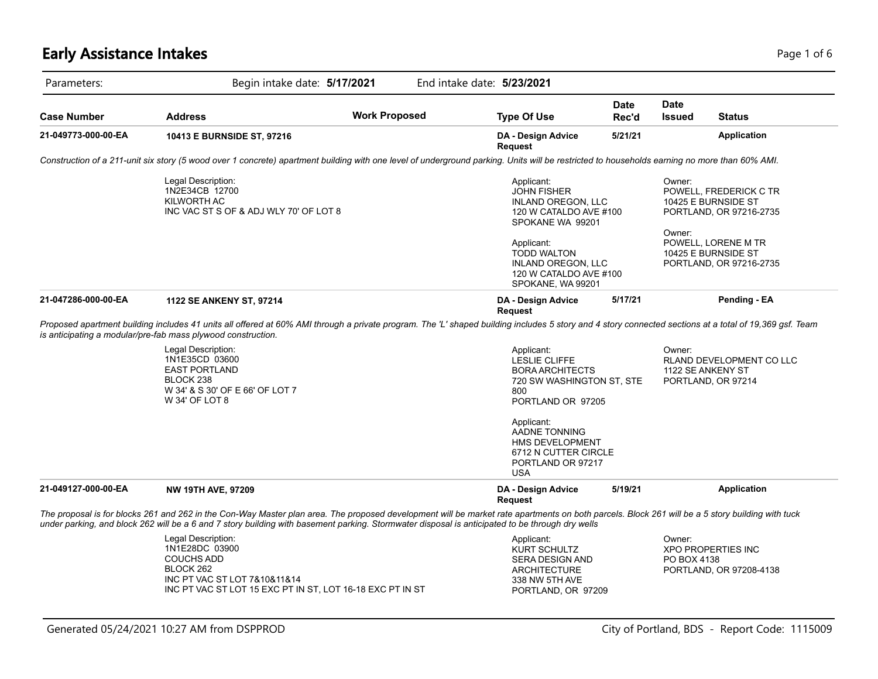# Early Assistance Intakes

Parameters: Begin intake date: **5/17/2021** End intake date: **5/23/2021**

| Case Number | Address | Work Proposed | Type Of Use | Date Rec'd | Date Issued | Status |
|---|---|---|---|---|---|---|
| **21-049773-000-00-EA** | **10413 E BURNSIDE ST, 97216** | | **DA - Design Advice Request** | **5/21/21** | | **Application** |

*Construction of a 211-unit six story (5 wood over 1 concrete) apartment building with one level of underground parking. Units will be restricted to households earning no more than 60% AMI.*

Legal Description:
1N2E34CB 12700
KILWORTH AC
INC VAC ST S OF & ADJ WLY 70' OF LOT 8

Applicant:
JOHN FISHER
INLAND OREGON, LLC
120 W CATALDO AVE #100
SPOKANE WA 99201

Applicant:
TODD WALTON
INLAND OREGON, LLC
120 W CATALDO AVE #100
SPOKANE, WA 99201

Owner:
POWELL, FREDERICK C TR
10425 E BURNSIDE ST
PORTLAND, OR 97216-2735

Owner:
POWELL, LORENE M TR
10425 E BURNSIDE ST
PORTLAND, OR 97216-2735

| Case Number | Address | Work Proposed | Type Of Use | Date Rec'd | Date Issued | Status |
|---|---|---|---|---|---|---|
| **21-047286-000-00-EA** | **1122 SE ANKENY ST, 97214** | | **DA - Design Advice Request** | **5/17/21** | | **Pending - EA** |

*Proposed apartment building includes 41 units all offered at 60% AMI through a private program. The 'L' shaped building includes 5 story and 4 story connected sections at a total of 19,369 gsf. Team is anticipating a modular/pre-fab mass plywood construction.*

Legal Description:
1N1E35CD 03600
EAST PORTLAND
BLOCK 238
W 34' & S 30' OF E 66' OF LOT 7
W 34' OF LOT 8

Applicant:
LESLIE CLIFFE
BORA ARCHITECTS
720 SW WASHINGTON ST, STE 800
PORTLAND OR 97205

Applicant:
AADNE TONNING
HMS DEVELOPMENT
6712 N CUTTER CIRCLE
PORTLAND OR 97217
USA

Owner:
RLAND DEVELOPMENT CO LLC
1122 SE ANKENY ST
PORTLAND, OR 97214

| Case Number | Address | Work Proposed | Type Of Use | Date Rec'd | Date Issued | Status |
|---|---|---|---|---|---|---|
| **21-049127-000-00-EA** | **NW 19TH AVE, 97209** | | **DA - Design Advice Request** | **5/19/21** | | **Application** |

*The proposal is for blocks 261 and 262 in the Con-Way Master plan area. The proposed development will be market rate apartments on both parcels. Block 261 will be a 5 story building with tuck under parking, and block 262 will be a 6 and 7 story building with basement parking. Stormwater disposal is anticipated to be through dry wells*

Legal Description:
1N1E28DC 03900
COUCHS ADD
BLOCK 262
INC PT VAC ST LOT 7&10&11&14
INC PT VAC ST LOT 15 EXC PT IN ST, LOT 16-18 EXC PT IN ST

Applicant:
KURT SCHULTZ
SERA DESIGN AND ARCHITECTURE
338 NW 5TH AVE
PORTLAND, OR 97209

Owner:
XPO PROPERTIES INC
PO BOX 4138
PORTLAND, OR 97208-4138

Generated 05/24/2021 10:27 AM from DSPPROD

City of Portland, BDS - Report Code: 1115009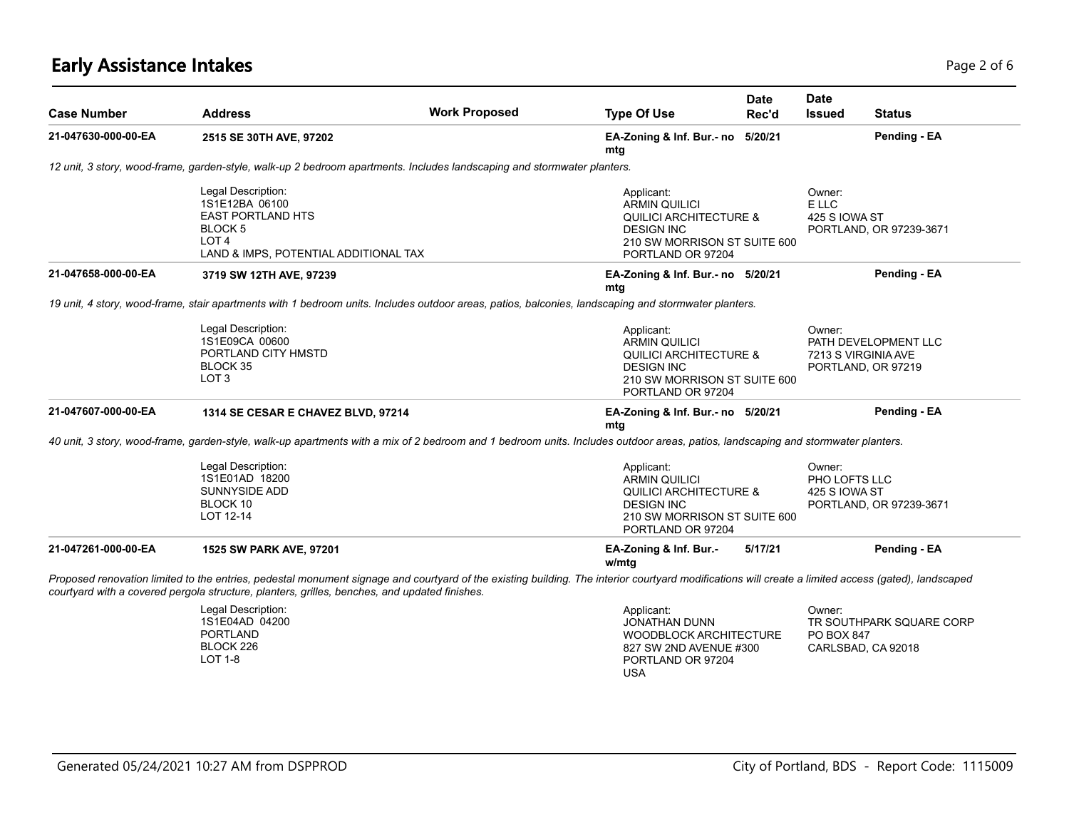# Early Assistance Intakes

| Case Number | Address | Work Proposed | Type Of Use | Date Rec'd | Date Issued | Status |
|---|---|---|---|---|---|---|
| 21-047630-000-00-EA | 2515 SE 30TH AVE, 97202 | | EA-Zoning & Inf. Bur.- no mtg | 5/20/21 | | Pending - EA |

*12 unit, 3 story, wood-frame, garden-style, walk-up 2 bedroom apartments. Includes landscaping and stormwater planters.*

Legal Description:
1S1E12BA 06100
EAST PORTLAND HTS
BLOCK 5
LOT 4
LAND & IMPS, POTENTIAL ADDITIONAL TAX

Applicant:
ARMIN QUILICI
QUILICI ARCHITECTURE & DESIGN INC
210 SW MORRISON ST SUITE 600
PORTLAND OR 97204

Owner:
E LLC
425 S IOWA ST
PORTLAND, OR 97239-3671

| Case Number | Address | Work Proposed | Type Of Use | Date Rec'd | Date Issued | Status |
|---|---|---|---|---|---|---|
| 21-047658-000-00-EA | 3719 SW 12TH AVE, 97239 | | EA-Zoning & Inf. Bur.- no mtg | 5/20/21 | | Pending - EA |

*19 unit, 4 story, wood-frame, stair apartments with 1 bedroom units. Includes outdoor areas, patios, balconies, landscaping and stormwater planters.*

Legal Description:
1S1E09CA 00600
PORTLAND CITY HMSTD
BLOCK 35
LOT 3

Applicant:
ARMIN QUILICI
QUILICI ARCHITECTURE & DESIGN INC
210 SW MORRISON ST SUITE 600
PORTLAND OR 97204

Owner:
PATH DEVELOPMENT LLC
7213 S VIRGINIA AVE
PORTLAND, OR 97219

| Case Number | Address | Work Proposed | Type Of Use | Date Rec'd | Date Issued | Status |
|---|---|---|---|---|---|---|
| 21-047607-000-00-EA | 1314 SE CESAR E CHAVEZ BLVD, 97214 | | EA-Zoning & Inf. Bur.- no mtg | 5/20/21 | | Pending - EA |

*40 unit, 3 story, wood-frame, garden-style, walk-up apartments with a mix of 2 bedroom and 1 bedroom units. Includes outdoor areas, patios, landscaping and stormwater planters.*

Legal Description:
1S1E01AD 18200
SUNNYSIDE ADD
BLOCK 10
LOT 12-14

Applicant:
ARMIN QUILICI
QUILICI ARCHITECTURE & DESIGN INC
210 SW MORRISON ST SUITE 600
PORTLAND OR 97204

Owner:
PHO LOFTS LLC
425 S IOWA ST
PORTLAND, OR 97239-3671

| Case Number | Address | Work Proposed | Type Of Use | Date Rec'd | Date Issued | Status |
|---|---|---|---|---|---|---|
| 21-047261-000-00-EA | 1525 SW PARK AVE, 97201 | | EA-Zoning & Inf. Bur.- w/mtg | 5/17/21 | | Pending - EA |

*Proposed renovation limited to the entries, pedestal monument signage and courtyard of the existing building. The interior courtyard modifications will create a limited access (gated), landscaped courtyard with a covered pergola structure, planters, grilles, benches, and updated finishes.*

Legal Description:
1S1E04AD 04200
PORTLAND
BLOCK 226
LOT 1-8

Applicant:
JONATHAN DUNN
WOODBLOCK ARCHITECTURE
827 SW 2ND AVENUE #300
PORTLAND OR 97204
USA

Owner:
TR SOUTHPARK SQUARE CORP
PO BOX 847
CARLSBAD, CA 92018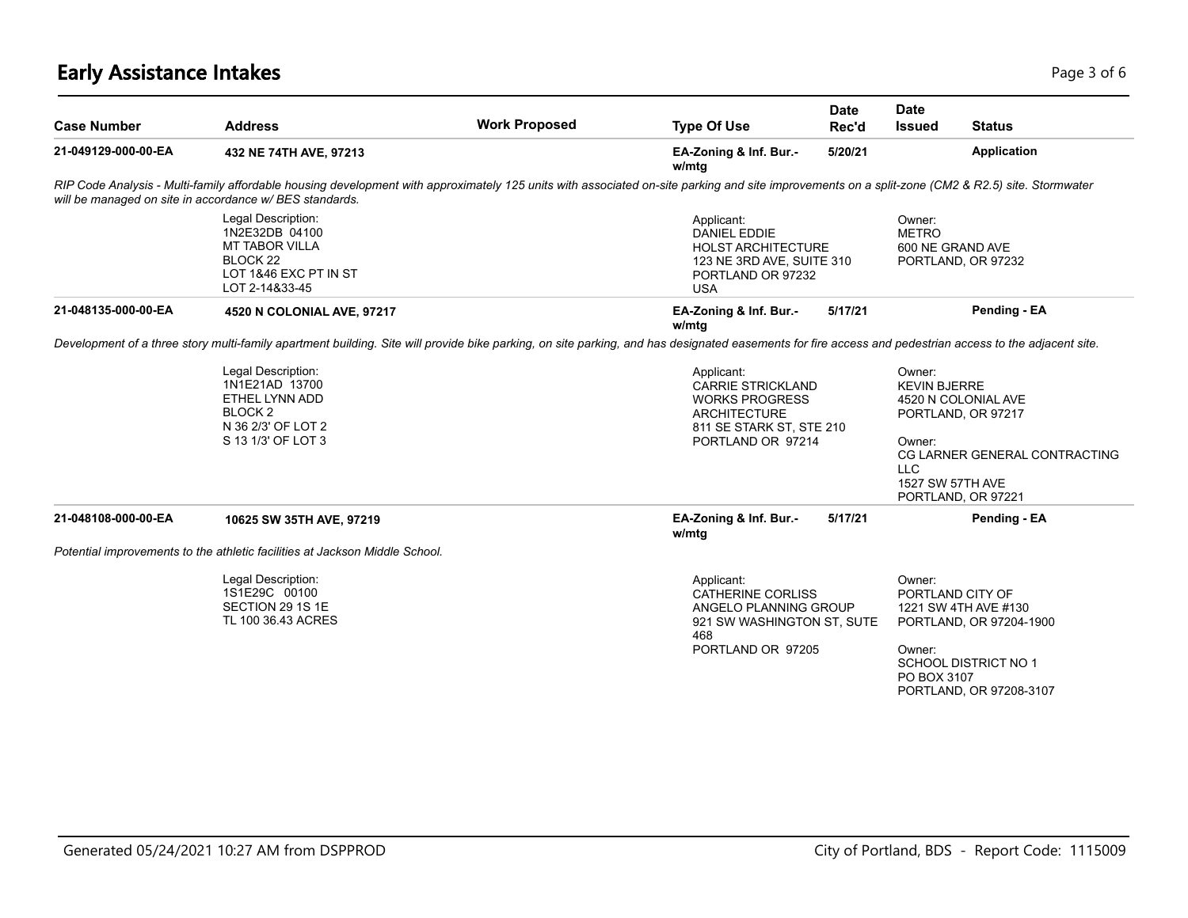# Early Assistance Intakes

| Case Number | Address | Work Proposed | Type Of Use | Date Rec'd | Date Issued | Status |
|---|---|---|---|---|---|---|
| 21-049129-000-00-EA | 432 NE 74TH AVE, 97213 | | EA-Zoning & Inf. Bur.- w/mtg | 5/20/21 | | Application |

*RIP Code Analysis - Multi-family affordable housing development with approximately 125 units with associated on-site parking and site improvements on a split-zone (CM2 & R2.5) site. Stormwater will be managed on site in accordance w/ BES standards.*

Legal Description:
1N2E32DB 04100
MT TABOR VILLA
BLOCK 22
LOT 1&46 EXC PT IN ST
LOT 2-14&33-45

Applicant:
DANIEL EDDIE
HOLST ARCHITECTURE
123 NE 3RD AVE, SUITE 310
PORTLAND OR 97232
USA

Owner:
METRO
600 NE GRAND AVE
PORTLAND, OR 97232

| Case Number | Address | Work Proposed | Type Of Use | Date Rec'd | Date Issued | Status |
|---|---|---|---|---|---|---|
| 21-048135-000-00-EA | 4520 N COLONIAL AVE, 97217 | | EA-Zoning & Inf. Bur.- w/mtg | 5/17/21 | | Pending - EA |

*Development of a three story multi-family apartment building. Site will provide bike parking, on site parking, and has designated easements for fire access and pedestrian access to the adjacent site.*

Legal Description:
1N1E21AD 13700
ETHEL LYNN ADD
BLOCK 2
N 36 2/3' OF LOT 2
S 13 1/3' OF LOT 3

Applicant:
CARRIE STRICKLAND
WORKS PROGRESS
ARCHITECTURE
811 SE STARK ST, STE 210
PORTLAND OR 97214

Owner:
KEVIN BJERRE
4520 N COLONIAL AVE
PORTLAND, OR 97217

Owner:
CG LARNER GENERAL CONTRACTING LLC
1527 SW 57TH AVE
PORTLAND, OR 97221

| Case Number | Address | Work Proposed | Type Of Use | Date Rec'd | Date Issued | Status |
|---|---|---|---|---|---|---|
| 21-048108-000-00-EA | 10625 SW 35TH AVE, 97219 | | EA-Zoning & Inf. Bur.- w/mtg | 5/17/21 | | Pending - EA |

*Potential improvements to the athletic facilities at Jackson Middle School.*

Legal Description:
1S1E29C 00100
SECTION 29 1S 1E
TL 100 36.43 ACRES

Applicant:
CATHERINE CORLISS
ANGELO PLANNING GROUP
921 SW WASHINGTON ST, SUTE 468
PORTLAND OR 97205

Owner:
PORTLAND CITY OF
1221 SW 4TH AVE #130
PORTLAND, OR 97204-1900

Owner:
SCHOOL DISTRICT NO 1
PO BOX 3107
PORTLAND, OR 97208-3107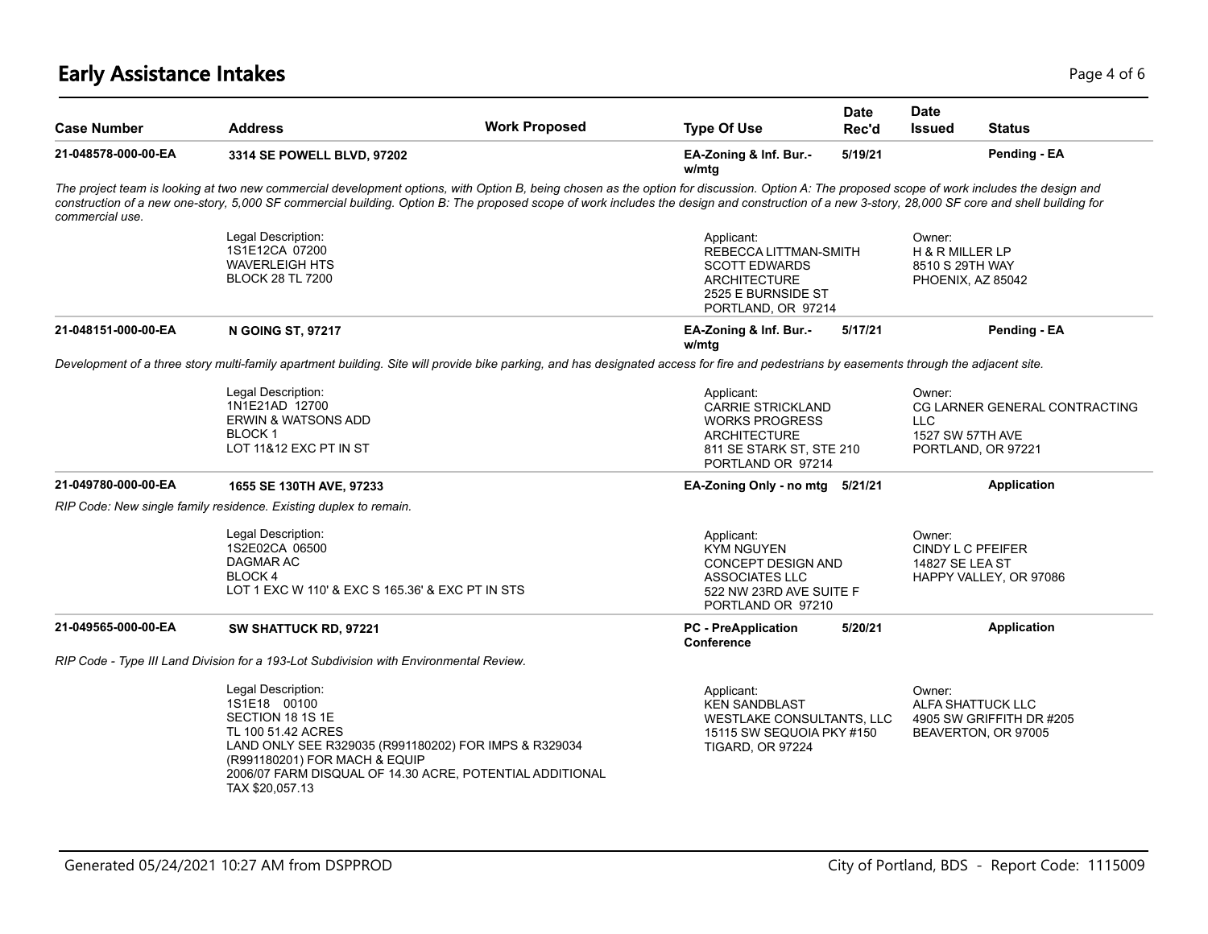# Early Assistance Intakes

| Case Number | Address | Work Proposed | Type Of Use | Date Rec'd | Date Issued | Status |
|---|---|---|---|---|---|---|
| 21-048578-000-00-EA | 3314 SE POWELL BLVD, 97202 | | EA-Zoning & Inf. Bur.- w/mtg | 5/19/21 | | Pending - EA |

*The project team is looking at two new commercial development options, with Option B, being chosen as the option for discussion. Option A: The proposed scope of work includes the design and construction of a new one-story, 5,000 SF commercial building. Option B: The proposed scope of work includes the design and construction of a new 3-story, 28,000 SF core and shell building for commercial use.*

Legal Description:
1S1E12CA 07200
WAVERLEIGH HTS
BLOCK 28 TL 7200

Applicant:
REBECCA LITTMAN-SMITH
SCOTT EDWARDS ARCHITECTURE
2525 E BURNSIDE ST
PORTLAND, OR 97214

Owner:
H & R MILLER LP
8510 S 29TH WAY
PHOENIX, AZ 85042

| Case Number | Address | Work Proposed | Type Of Use | Date Rec'd | Date Issued | Status |
|---|---|---|---|---|---|---|
| 21-048151-000-00-EA | N GOING ST, 97217 | | EA-Zoning & Inf. Bur.- w/mtg | 5/17/21 | | Pending - EA |

*Development of a three story multi-family apartment building. Site will provide bike parking, and has designated access for fire and pedestrians by easements through the adjacent site.*

Legal Description:
1N1E21AD 12700
ERWIN & WATSONS ADD
BLOCK 1
LOT 11&12 EXC PT IN ST

Applicant:
CARRIE STRICKLAND
WORKS PROGRESS ARCHITECTURE
811 SE STARK ST, STE 210
PORTLAND OR 97214

Owner:
CG LARNER GENERAL CONTRACTING LLC
1527 SW 57TH AVE
PORTLAND, OR 97221

| Case Number | Address | Work Proposed | Type Of Use | Date Rec'd | Date Issued | Status |
|---|---|---|---|---|---|---|
| 21-049780-000-00-EA | 1655 SE 130TH AVE, 97233 | | EA-Zoning Only - no mtg | 5/21/21 | | Application |

*RIP Code: New single family residence. Existing duplex to remain.*

Legal Description:
1S2E02CA 06500
DAGMAR AC
BLOCK 4
LOT 1 EXC W 110' & EXC S 165.36' & EXC PT IN STS

Applicant:
KYM NGUYEN
CONCEPT DESIGN AND ASSOCIATES LLC
522 NW 23RD AVE SUITE F
PORTLAND OR 97210

Owner:
CINDY L C PFEIFER
14827 SE LEA ST
HAPPY VALLEY, OR 97086

| Case Number | Address | Work Proposed | Type Of Use | Date Rec'd | Date Issued | Status |
|---|---|---|---|---|---|---|
| 21-049565-000-00-EA | SW SHATTUCK RD, 97221 | | PC - PreApplication Conference | 5/20/21 | | Application |

*RIP Code - Type III Land Division for a 193-Lot Subdivision with Environmental Review.*

Legal Description:
1S1E18 00100
SECTION 18 1S 1E
TL 100 51.42 ACRES
LAND ONLY SEE R329035 (R991180202) FOR IMPS & R329034 (R991180201) FOR MACH & EQUIP
2006/07 FARM DISQUAL OF 14.30 ACRE, POTENTIAL ADDITIONAL TAX $20,057.13

Applicant:
KEN SANDBLAST
WESTLAKE CONSULTANTS, LLC
15115 SW SEQUOIA PKY #150
TIGARD, OR 97224

Owner:
ALFA SHATTUCK LLC
4905 SW GRIFFITH DR #205
BEAVERTON, OR 97005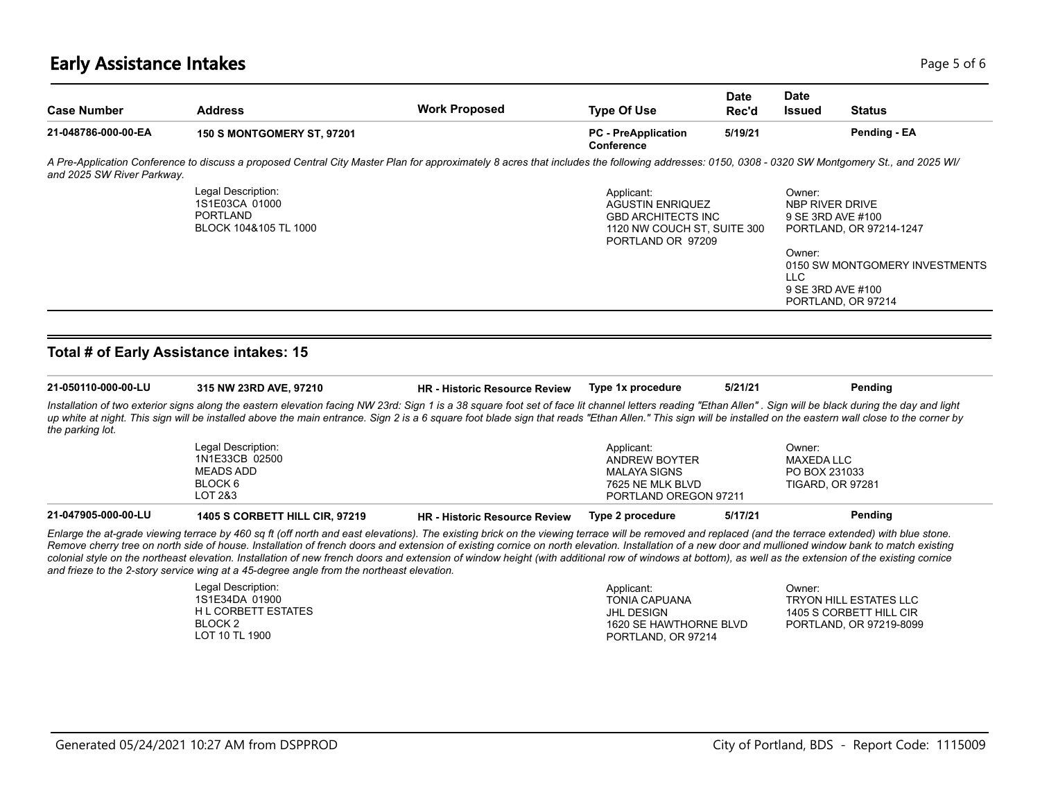## Early Assistance Intakes

| Case Number | Address | Work Proposed | Type Of Use | Date Rec'd | Date Issued | Status |
|---|---|---|---|---|---|---|
| 21-048786-000-00-EA | 150 S MONTGOMERY ST, 97201 | | PC - PreApplication Conference | 5/19/21 | | Pending - EA |

*A Pre-Application Conference to discuss a proposed Central City Master Plan for approximately 8 acres that includes the following addresses: 0150, 0308 - 0320 SW Montgomery St., and 2025 Wl/ and 2025 SW River Parkway.*

Legal Description:
1S1E03CA 01000
PORTLAND
BLOCK 104&105 TL 1000

Applicant:
AGUSTIN ENRIQUEZ
GBD ARCHITECTS INC
1120 NW COUCH ST, SUITE 300
PORTLAND OR 97209

Owner:
NBP RIVER DRIVE
9 SE 3RD AVE #100
PORTLAND, OR 97214-1247

Owner:
0150 SW MONTGOMERY INVESTMENTS LLC
9 SE 3RD AVE #100
PORTLAND, OR 97214

### Total # of Early Assistance intakes: 15

| Case Number | Address | Work Proposed | Type Of Use | Date Rec'd | Date Issued | Status |
|---|---|---|---|---|---|---|
| 21-050110-000-00-LU | 315 NW 23RD AVE, 97210 | HR - Historic Resource Review | Type 1x procedure | 5/21/21 | | Pending |

*Installation of two exterior signs along the eastern elevation facing NW 23rd: Sign 1 is a 38 square foot set of face lit channel letters reading "Ethan Allen" . Sign will be black during the day and light up white at night. This sign will be installed above the main entrance. Sign 2 is a 6 square foot blade sign that reads "Ethan Allen." This sign will be installed on the eastern wall close to the corner by the parking lot.*

Legal Description:
1N1E33CB 02500
MEADS ADD
BLOCK 6
LOT 2&3

Applicant:
ANDREW BOYTER
MALAYA SIGNS
7625 NE MLK BLVD
PORTLAND OREGON 97211

Owner:
MAXEDA LLC
PO BOX 231033
TIGARD, OR 97281

| Case Number | Address | Work Proposed | Type Of Use | Date Rec'd | Date Issued | Status |
|---|---|---|---|---|---|---|
| 21-047905-000-00-LU | 1405 S CORBETT HILL CIR, 97219 | HR - Historic Resource Review | Type 2 procedure | 5/17/21 | | Pending |

*Enlarge the at-grade viewing terrace by 460 sq ft (off north and east elevations). The existing brick on the viewing terrace will be removed and replaced (and the terrace extended) with blue stone. Remove cherry tree on north side of house. Installation of french doors and extension of existing cornice on north elevation. Installation of a new door and mullioned window bank to match existing colonial style on the northeast elevation. Installation of new french doors and extension of window height (with additional row of windows at bottom), as well as the extension of the existing cornice and frieze to the 2-story service wing at a 45-degree angle from the northeast elevation.*

Legal Description:
1S1E34DA 01900
H L CORBETT ESTATES
BLOCK 2
LOT 10 TL 1900

Applicant:
TONIA CAPUANA
JHL DESIGN
1620 SE HAWTHORNE BLVD
PORTLAND, OR 97214

Owner:
TRYON HILL ESTATES LLC
1405 S CORBETT HILL CIR
PORTLAND, OR 97219-8099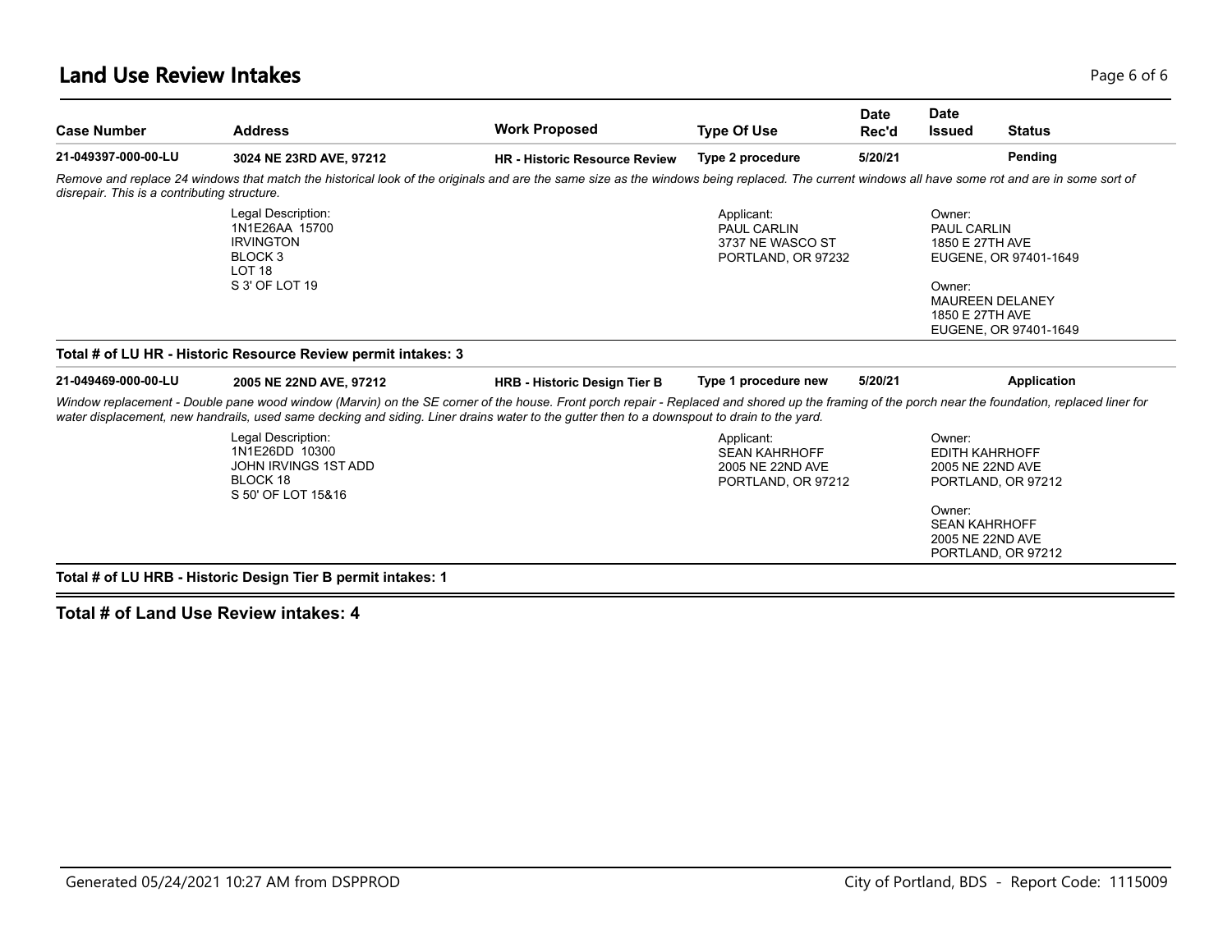## Land Use Review Intakes

| Case Number | Address | Work Proposed | Type Of Use | Date Rec'd | Date Issued | Status |
|---|---|---|---|---|---|---|
| 21-049397-000-00-LU | 3024 NE 23RD AVE, 97212 | HR - Historic Resource Review | Type 2 procedure | 5/20/21 | | Pending |

*Remove and replace 24 windows that match the historical look of the originals and are the same size as the windows being replaced. The current windows all have some rot and are in some sort of disrepair. This is a contributing structure.*

Legal Description:
1N1E26AA 15700
IRVINGTON
BLOCK 3
LOT 18
S 3' OF LOT 19

Applicant:
PAUL CARLIN
3737 NE WASCO ST
PORTLAND, OR 97232

Owner:
PAUL CARLIN
1850 E 27TH AVE
EUGENE, OR 97401-1649

Owner:
MAUREEN DELANEY
1850 E 27TH AVE
EUGENE, OR 97401-1649

**Total # of LU HR - Historic Resource Review permit intakes: 3**

| Case Number | Address | Work Proposed | Type Of Use | Date Rec'd | Date Issued | Status |
|---|---|---|---|---|---|---|
| 21-049469-000-00-LU | 2005 NE 22ND AVE, 97212 | HRB - Historic Design Tier B | Type 1 procedure new | 5/20/21 | | Application |

*Window replacement - Double pane wood window (Marvin) on the SE corner of the house. Front porch repair - Replaced and shored up the framing of the porch near the foundation, replaced liner for water displacement, new handrails, used same decking and siding. Liner drains water to the gutter then to a downspout to drain to the yard.*

Legal Description:
1N1E26DD 10300
JOHN IRVINGS 1ST ADD
BLOCK 18
S 50' OF LOT 15&16

Applicant:
SEAN KAHRHOFF
2005 NE 22ND AVE
PORTLAND, OR 97212

Owner:
EDITH KAHRHOFF
2005 NE 22ND AVE
PORTLAND, OR 97212

Owner:
SEAN KAHRHOFF
2005 NE 22ND AVE
PORTLAND, OR 97212

**Total # of LU HRB - Historic Design Tier B permit intakes: 1**

**Total # of Land Use Review intakes: 4**